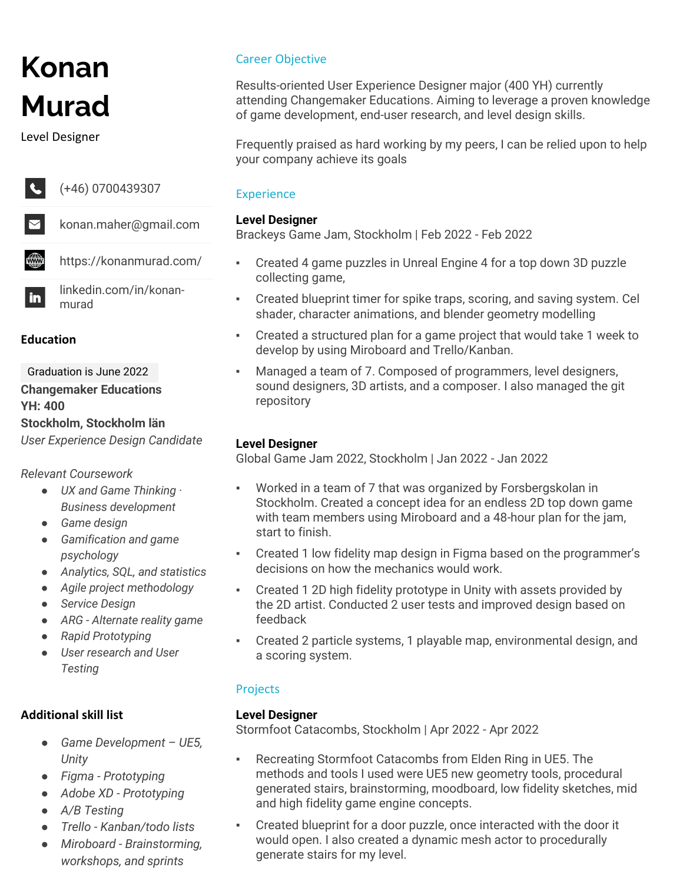# Konan Murad

Level Designer

(+46) 0700439307

konan.maher@gmail.com

https://konanmurad.com/

linkedin.com/in/konan-murad

## Education

Graduation is June 2022

**Changemaker Educations**
**YH: 400**
**Stockholm, Stockholm län**
*User Experience Design Candidate*

*Relevant Coursework*

- *UX and Game Thinking · Business development*
- *Game design*
- *Gamification and game psychology*
- *Analytics, SQL, and statistics*
- *Agile project methodology*
- *Service Design*
- *ARG - Alternate reality game*
- *Rapid Prototyping*
- *User research and User Testing*

## Additional skill list

- *Game Development – UE5, Unity*
- *Figma - Prototyping*
- *Adobe XD - Prototyping*
- *A/B Testing*
- *Trello - Kanban/todo lists*
- *Miroboard - Brainstorming, workshops, and sprints*

## Career Objective

Results-oriented User Experience Designer major (400 YH) currently attending Changemaker Educations. Aiming to leverage a proven knowledge of game development, end-user research, and level design skills.

Frequently praised as hard working by my peers, I can be relied upon to help your company achieve its goals

## Experience

**Level Designer**
Brackeys Game Jam, Stockholm | Feb 2022 - Feb 2022

- Created 4 game puzzles in Unreal Engine 4 for a top down 3D puzzle collecting game,
- Created blueprint timer for spike traps, scoring, and saving system. Cel shader, character animations, and blender geometry modelling
- Created a structured plan for a game project that would take 1 week to develop by using Miroboard and Trello/Kanban.
- Managed a team of 7. Composed of programmers, level designers, sound designers, 3D artists, and a composer. I also managed the git repository

**Level Designer**
Global Game Jam 2022, Stockholm | Jan 2022 - Jan 2022

- Worked in a team of 7 that was organized by Forsbergskolan in Stockholm. Created a concept idea for an endless 2D top down game with team members using Miroboard and a 48-hour plan for the jam, start to finish.
- Created 1 low fidelity map design in Figma based on the programmer's decisions on how the mechanics would work.
- Created 1 2D high fidelity prototype in Unity with assets provided by the 2D artist. Conducted 2 user tests and improved design based on feedback
- Created 2 particle systems, 1 playable map, environmental design, and a scoring system.

## Projects

**Level Designer**
Stormfoot Catacombs, Stockholm | Apr 2022 - Apr 2022

- Recreating Stormfoot Catacombs from Elden Ring in UE5. The methods and tools I used were UE5 new geometry tools, procedural generated stairs, brainstorming, moodboard, low fidelity sketches, mid and high fidelity game engine concepts.
- Created blueprint for a door puzzle, once interacted with the door it would open. I also created a dynamic mesh actor to procedurally generate stairs for my level.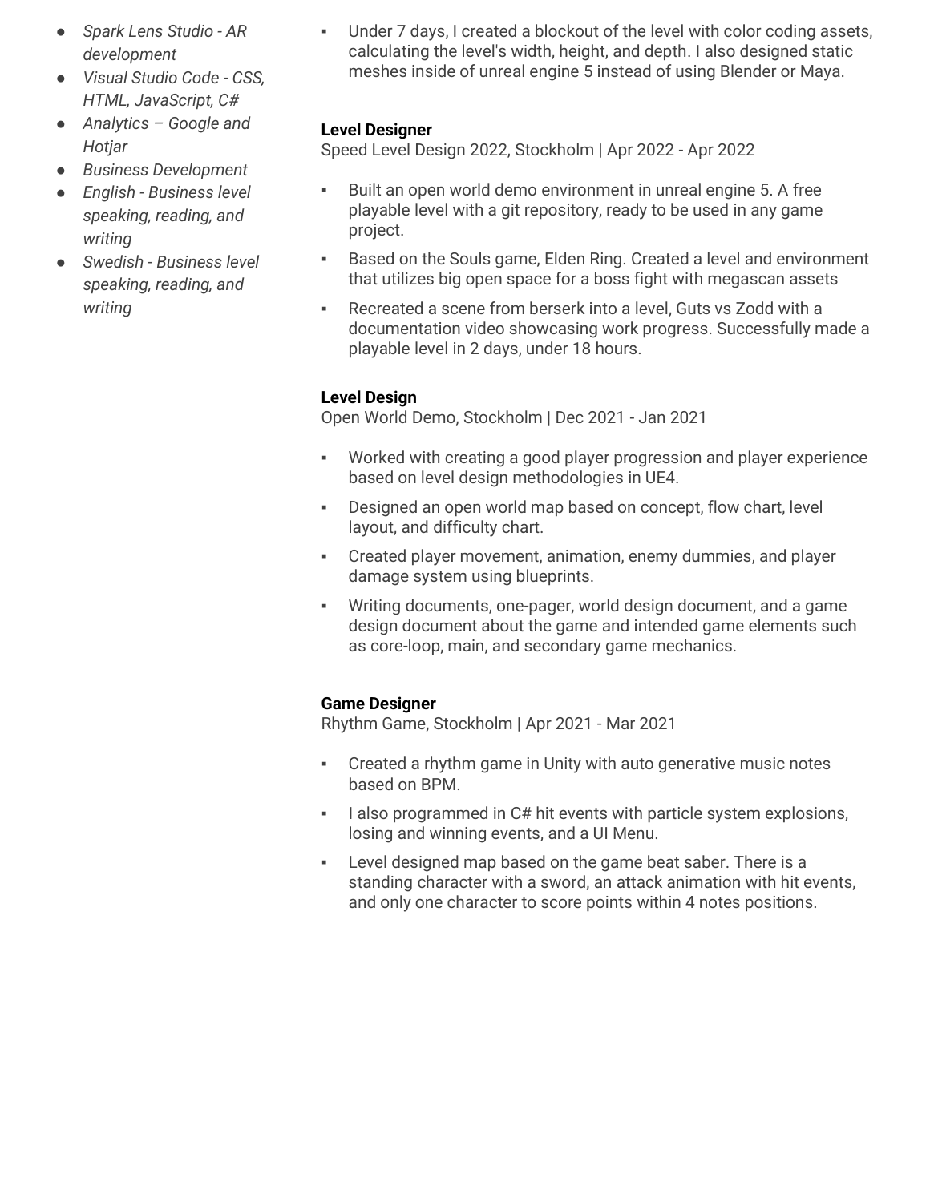- *Spark Lens Studio - AR development*
- *Visual Studio Code - CSS, HTML, JavaScript, C#*
- *Analytics – Google and Hotjar*
- *Business Development*
- *English - Business level speaking, reading, and writing*
- *Swedish - Business level speaking, reading, and writing*

- Under 7 days, I created a blockout of the level with color coding assets, calculating the level's width, height, and depth. I also designed static meshes inside of unreal engine 5 instead of using Blender or Maya.

**Level Designer**
Speed Level Design 2022, Stockholm | Apr 2022 - Apr 2022

- Built an open world demo environment in unreal engine 5. A free playable level with a git repository, ready to be used in any game project.
- Based on the Souls game, Elden Ring. Created a level and environment that utilizes big open space for a boss fight with megascan assets
- Recreated a scene from berserk into a level, Guts vs Zodd with a documentation video showcasing work progress. Successfully made a playable level in 2 days, under 18 hours.

**Level Design**
Open World Demo, Stockholm | Dec 2021 - Jan 2021

- Worked with creating a good player progression and player experience based on level design methodologies in UE4.
- Designed an open world map based on concept, flow chart, level layout, and difficulty chart.
- Created player movement, animation, enemy dummies, and player damage system using blueprints.
- Writing documents, one-pager, world design document, and a game design document about the game and intended game elements such as core-loop, main, and secondary game mechanics.

**Game Designer**
Rhythm Game, Stockholm | Apr 2021 - Mar 2021

- Created a rhythm game in Unity with auto generative music notes based on BPM.
- I also programmed in C# hit events with particle system explosions, losing and winning events, and a UI Menu.
- Level designed map based on the game beat saber. There is a standing character with a sword, an attack animation with hit events, and only one character to score points within 4 notes positions.